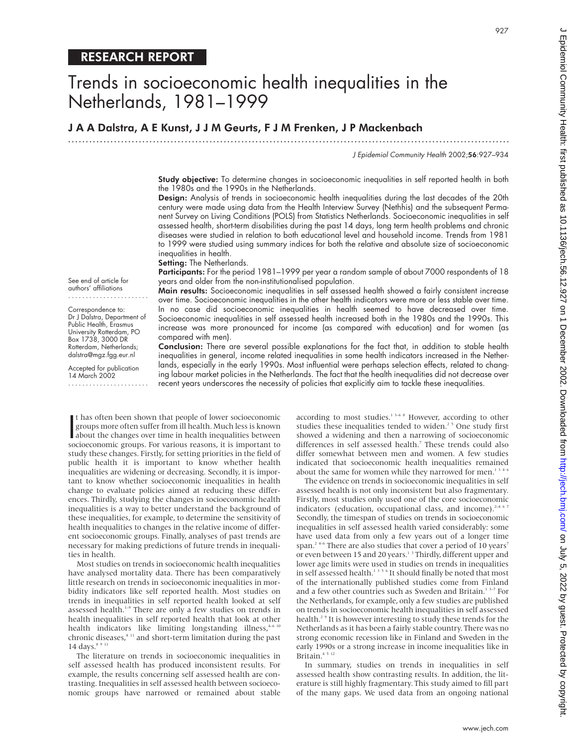RESEARCH REPORT

# Trends in socioeconomic health inequalities in the Netherlands, 1981–1999

**J A A Dalstra, A E Kunst, J J M Geurts, F J M Frenken, J P Mackenbach**

*J Epidemiol Community Health* 2002;**56**:927–934

See end of article for authors' affiliations

Correspondence to: Dr J Dalstra, Department of Public Health, Erasmus University Rotterdam, PO Box 1738, 3000 DR Rotterdam, Netherlands; dalstra@mgz.fgg.eur.nl

Accepted for publication 14 March 2002

**Study objective:** To determine changes in socioeconomic inequalities in self reported health in both the 1980s and the 1990s in the Netherlands.

**Design:** Analysis of trends in socioeconomic health inequalities during the last decades of the 20th century were made using data from the Health Interview Survey (Nethhis) and the subsequent Permanent Survey on Living Conditions (POLS) from Statistics Netherlands. Socioeconomic inequalities in self assessed health, short-term disabilities during the past 14 days, long term health problems and chronic diseases were studied in relation to both educational level and household income. Trends from 1981 to 1999 were studied using summary indices for both the relative and absolute size of socioeconomic inequalities in health.

**Setting:** The Netherlands.

**Participants:** For the period 1981–1999 per year a random sample of about 7000 respondents of 18 years and older from the non-institutionalised population.

**Main results:** Socioeconomic inequalities in self assessed health showed a fairly consistent increase over time. Socioeconomic inequalities in the other health indicators were more or less stable over time. In no case did socioeconomic inequalities in health seemed to have decreased over time. Socioeconomic inequalities in self assessed health increased both in the 1980s and the 1990s. This increase was more pronounced for income (as compared with education) and for women (as compared with men).

**Conclusion:** There are several possible explanations for the fact that, in addition to stable health inequalities in general, income related inequalities in some health indicators increased in the Netherlands, especially in the early 1990s. Most influential were perhaps selection effects, related to changing labour market policies in the Netherlands. The fact that the health inequalities did not decrease over recent years underscores the necessity of policies that explicitly aim to tackle these inequalities.

It has often been shown that people of lower socioeconomic groups more often suffer from ill health. Much less is known about the changes over time in health inequalities between socioeconomic groups. For various reasons, it is important to study these changes. Firstly, for setting priorities in the field of public health it is important to know whether health inequalities are widening or decreasing. Secondly, it is important to know whether socioeconomic inequalities in health change to evaluate policies aimed at reducing these differences. Thirdly, studying the changes in socioeconomic health inequalities is a way to better understand the background of these inequalities, for example, to determine the sensitivity of health inequalities to changes in the relative income of different socioeconomic groups. Finally, analyses of past trends are necessary for making predictions of future trends in inequalities in health.

Most studies on trends in socioeconomic health inequalities have analysed mortality data. There has been comparatively little research on trends in socioeconomic inequalities in morbidity indicators like self reported health. Most studies on trends in inequalities in self reported health looked at self assessed health.[1–9] There are only a few studies on trends in health inequalities in self reported health that look at other health indicators like limiting longstanding illness,[4–6 10] chronic diseases,[8 11] and short-term limitation during the past 14 days.[8 9 11]

The literature on trends in socioeconomic inequalities in self assessed health has produced inconsistent results. For example, the results concerning self assessed health are contrasting. Inequalities in self assessed health between socioeconomic groups have narrowed or remained about stable according to most studies.[1 3–6 8] However, according to other studies these inequalities tended to widen.[2 5] One study first showed a widening and then a narrowing of socioeconomic differences in self assessed health.[7] These trends could also differ somewhat between men and women. A few studies indicated that socioeconomic health inequalities remained about the same for women while they narrowed for men.[1 3 4 6]

The evidence on trends in socioeconomic inequalities in self assessed health is not only inconsistent but also fragmentary. Firstly, most studies only used one of the core socioeconomic indicators (education, occupational class, and income).[2–4 6 7] Secondly, the timespan of studies on trends in socioeconomic inequalities in self assessed health varied considerably: some have used data from only a few years out of a longer time span.[2 4–6] There are also studies that cover a period of 10 years[7] or even between 15 and 20 years.[1 3] Thirdly, different upper and lower age limits were used in studies on trends in inequalities in self assessed health.[1 3 5 6] It should finally be noted that most of the internationally published studies come from Finland and a few other countries such as Sweden and Britain.[1 3–7] For the Netherlands, for example, only a few studies are published on trends in socioeconomic health inequalities in self assessed health.[2 9] It is however interesting to study these trends for the Netherlands as it has been a fairly stable country. There was no strong economic recession like in Finland and Sweden in the early 1990s or a strong increase in income inequalities like in Britain.[4 5 12]

In summary, studies on trends in inequalities in self assessed health show contrasting results. In addition, the literature is still highly fragmentary. This study aimed to fill part of the many gaps. We used data from an ongoing national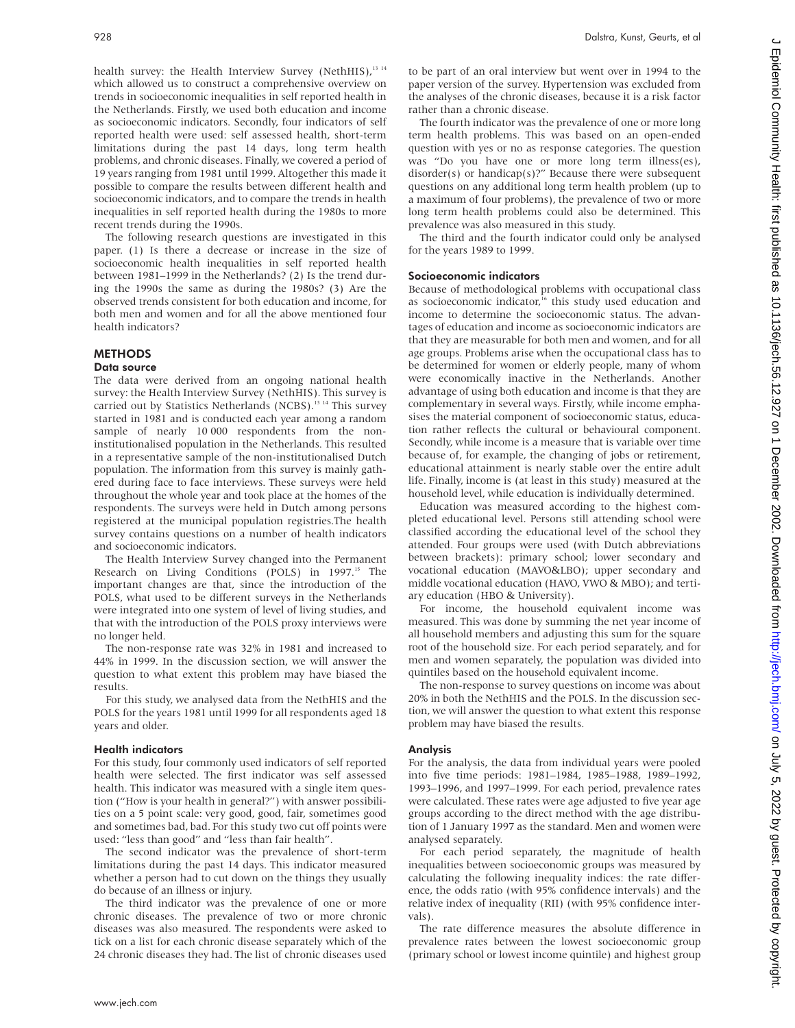health survey: the Health Interview Survey (NethHIS),[13 14] which allowed us to construct a comprehensive overview on trends in socioeconomic inequalities in self reported health in the Netherlands. Firstly, we used both education and income as socioeconomic indicators. Secondly, four indicators of self reported health were used: self assessed health, short-term limitations during the past 14 days, long term health problems, and chronic diseases. Finally, we covered a period of 19 years ranging from 1981 until 1999. Altogether this made it possible to compare the results between different health and socioeconomic indicators, and to compare the trends in health inequalities in self reported health during the 1980s to more recent trends during the 1990s.

The following research questions are investigated in this paper. (1) Is there a decrease or increase in the size of socioeconomic health inequalities in self reported health between 1981–1999 in the Netherlands? (2) Is the trend during the 1990s the same as during the 1980s? (3) Are the observed trends consistent for both education and income, for both men and women and for all the above mentioned four health indicators?

## METHODS

### Data source

The data were derived from an ongoing national health survey: the Health Interview Survey (NethHIS). This survey is carried out by Statistics Netherlands (NCBS).[13 14] This survey started in 1981 and is conducted each year among a random sample of nearly 10 000 respondents from the non-institutionalised population in the Netherlands. This resulted in a representative sample of the non-institutionalised Dutch population. The information from this survey is mainly gathered during face to face interviews. These surveys were held throughout the whole year and took place at the homes of the respondents. The surveys were held in Dutch among persons registered at the municipal population registries.The health survey contains questions on a number of health indicators and socioeconomic indicators.

The Health Interview Survey changed into the Permanent Research on Living Conditions (POLS) in 1997.[15] The important changes are that, since the introduction of the POLS, what used to be different surveys in the Netherlands were integrated into one system of level of living studies, and that with the introduction of the POLS proxy interviews were no longer held.

The non-response rate was 32% in 1981 and increased to 44% in 1999. In the discussion section, we will answer the question to what extent this problem may have biased the results.

For this study, we analysed data from the NethHIS and the POLS for the years 1981 until 1999 for all respondents aged 18 years and older.

### Health indicators

For this study, four commonly used indicators of self reported health were selected. The first indicator was self assessed health. This indicator was measured with a single item question ("How is your health in general?") with answer possibilities on a 5 point scale: very good, good, fair, sometimes good and sometimes bad, bad. For this study two cut off points were used: "less than good" and "less than fair health".

The second indicator was the prevalence of short-term limitations during the past 14 days. This indicator measured whether a person had to cut down on the things they usually do because of an illness or injury.

The third indicator was the prevalence of one or more chronic diseases. The prevalence of two or more chronic diseases was also measured. The respondents were asked to tick on a list for each chronic disease separately which of the 24 chronic diseases they had. The list of chronic diseases used to be part of an oral interview but went over in 1994 to the paper version of the survey. Hypertension was excluded from the analyses of the chronic diseases, because it is a risk factor rather than a chronic disease.

The fourth indicator was the prevalence of one or more long term health problems. This was based on an open-ended question with yes or no as response categories. The question was "Do you have one or more long term illness(es), disorder(s) or handicap(s)?" Because there were subsequent questions on any additional long term health problem (up to a maximum of four problems), the prevalence of two or more long term health problems could also be determined. This prevalence was also measured in this study.

The third and the fourth indicator could only be analysed for the years 1989 to 1999.

### Socioeconomic indicators

Because of methodological problems with occupational class as socioeconomic indicator,[16] this study used education and income to determine the socioeconomic status. The advantages of education and income as socioeconomic indicators are that they are measurable for both men and women, and for all age groups. Problems arise when the occupational class has to be determined for women or elderly people, many of whom were economically inactive in the Netherlands. Another advantage of using both education and income is that they are complementary in several ways. Firstly, while income emphasises the material component of socioeconomic status, education rather reflects the cultural or behavioural component. Secondly, while income is a measure that is variable over time because of, for example, the changing of jobs or retirement, educational attainment is nearly stable over the entire adult life. Finally, income is (at least in this study) measured at the household level, while education is individually determined.

Education was measured according to the highest completed educational level. Persons still attending school were classified according the educational level of the school they attended. Four groups were used (with Dutch abbreviations between brackets): primary school; lower secondary and vocational education (MAVO&LBO); upper secondary and middle vocational education (HAVO, VWO & MBO); and tertiary education (HBO & University).

For income, the household equivalent income was measured. This was done by summing the net year income of all household members and adjusting this sum for the square root of the household size. For each period separately, and for men and women separately, the population was divided into quintiles based on the household equivalent income.

The non-response to survey questions on income was about 20% in both the NethHIS and the POLS. In the discussion section, we will answer the question to what extent this response problem may have biased the results.

### Analysis

For the analysis, the data from individual years were pooled into five time periods: 1981–1984, 1985–1988, 1989–1992, 1993–1996, and 1997–1999. For each period, prevalence rates were calculated. These rates were age adjusted to five year age groups according to the direct method with the age distribution of 1 January 1997 as the standard. Men and women were analysed separately.

For each period separately, the magnitude of health inequalities between socioeconomic groups was measured by calculating the following inequality indices: the rate difference, the odds ratio (with 95% confidence intervals) and the relative index of inequality (RII) (with 95% confidence intervals).

The rate difference measures the absolute difference in prevalence rates between the lowest socioeconomic group (primary school or lowest income quintile) and highest group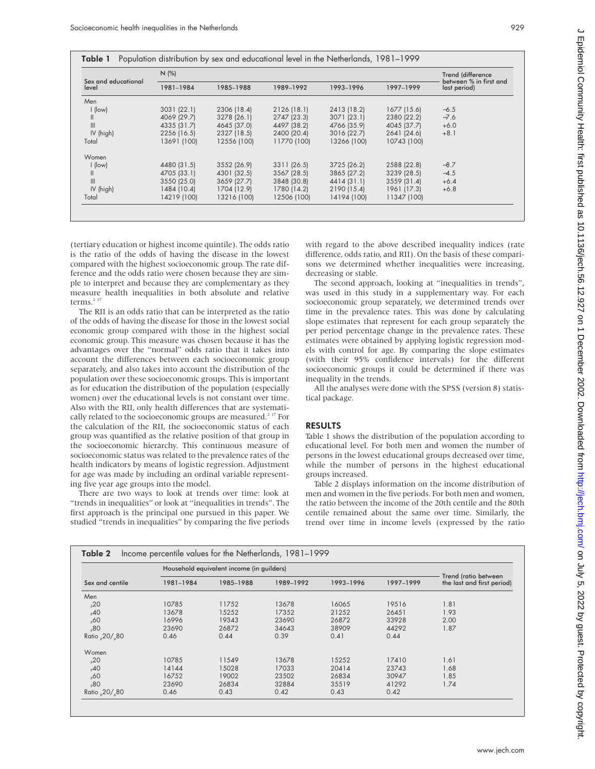**Table 1** Population distribution by sex and educational level in the Netherlands, 1981–1999

| Sex and educational level | N (%) | | | | | Trend (difference between % in first and last period) |
|---|---|---|---|---|---|---|
| | 1981–1984 | 1985–1988 | 1989–1992 | 1993–1996 | 1997–1999 | |
| Men | | | | | | |
| I (low) | 3031 (22.1) | 2306 (18.4) | 2126 (18.1) | 2413 (18.2) | 1677 (15.6) | −6.5 |
| II | 4069 (29.7) | 3278 (26.1) | 2747 (23.3) | 3071 (23.1) | 2380 (22.2) | −7.6 |
| III | 4335 (31.7) | 4645 (37.0) | 4497 (38.2) | 4766 (35.9) | 4045 (37.7) | +6.0 |
| IV (high) | 2256 (16.5) | 2327 (18.5) | 2400 (20.4) | 3016 (22.7) | 2641 (24.6) | +8.1 |
| Total | 13691 (100) | 12556 (100) | 11770 (100) | 13266 (100) | 10743 (100) | |
| Women | | | | | | |
| I (low) | 4480 (31.5) | 3552 (26.9) | 3311 (26.5) | 3725 (26.2) | 2588 (22.8) | −8.7 |
| II | 4705 (33.1) | 4301 (32.5) | 3567 (28.5) | 3865 (27.2) | 3239 (28.5) | −4.5 |
| III | 3550 (25.0) | 3659 (27.7) | 3848 (30.8) | 4414 (31.1) | 3559 (31.4) | +6.4 |
| IV (high) | 1484 (10.4) | 1704 (12.9) | 1780 (14.2) | 2190 (15.4) | 1961 (17.3) | +6.8 |
| Total | 14219 (100) | 13216 (100) | 12506 (100) | 14194 (100) | 11347 (100) | |

(tertiary education or highest income quintile). The odds ratio is the ratio of the odds of having the disease in the lowest compared with the highest socioeconomic group. The rate difference and the odds ratio were chosen because they are simple to interpret and because they are complementary as they measure health inequalities in both absolute and relative terms.[2 17]

The RII is an odds ratio that can be interpreted as the ratio of the odds of having the disease for those in the lowest social economic group compared with those in the highest social economic group. This measure was chosen because it has the advantages over the "normal" odds ratio that it takes into account the differences between each socioeconomic group separately, and also takes into account the distribution of the population over these socioeconomic groups. This is important as for education the distribution of the population (especially women) over the educational levels is not constant over time. Also with the RII, only health differences that are systematically related to the socioeconomic groups are measured.[2 17] For the calculation of the RII, the socioeconomic status of each group was quantified as the relative position of that group in the socioeconomic hierarchy. This continuous measure of socioeconomic status was related to the prevalence rates of the health indicators by means of logistic regression. Adjustment for age was made by including an ordinal variable representing five year age groups into the model.

There are two ways to look at trends over time: look at "trends in inequalities" or look at "inequalities in trends". The first approach is the principal one pursued in this paper. We studied "trends in inequalities" by comparing the five periods with regard to the above described inequality indices (rate difference, odds ratio, and RII). On the basis of these comparisons we determined whether inequalities were increasing, decreasing or stable.

The second approach, looking at "inequalities in trends", was used in this study in a supplementary way. For each socioeconomic group separately, we determined trends over time in the prevalence rates. This was done by calculating slope estimates that represent for each group separately the per period percentage change in the prevalence rates. These estimates were obtained by applying logistic regression models with control for age. By comparing the slope estimates (with their 95% confidence intervals) for the different socioeconomic groups it could be determined if there was inequality in the trends.

All the analyses were done with the SPSS (version 8) statistical package.

## RESULTS

Table 1 shows the distribution of the population according to educational level. For both men and women the number of persons in the lowest educational groups decreased over time, while the number of persons in the highest educational groups increased.

Table 2 displays information on the income distribution of men and women in the five periods. For both men and women, the ratio between the income of the 20th centile and the 80th centile remained about the same over time. Similarly, the trend over time in income levels (expressed by the ratio

**Table 2** Income percentile values for the Netherlands, 1981–1999

| Sex and centile | Household equivalent income (in guilders) | | | | | Trend (ratio between the last and first period) |
|---|---|---|---|---|---|---|
| | 1981–1984 | 1985–1988 | 1989–1992 | 1993–1996 | 1997–1999 | |
| Men | | | | | | |
| $_p20$ | 10785 | 11752 | 13678 | 16065 | 19516 | 1.81 |
| $_p40$ | 13678 | 15252 | 17352 | 21252 | 26451 | 1.93 |
| $_p60$ | 16996 | 19343 | 23690 | 26872 | 33928 | 2.00 |
| $_p80$ | 23690 | 26872 | 34643 | 38909 | 44292 | 1.87 |
| Ratio $_p20/_p80$ | 0.46 | 0.44 | 0.39 | 0.41 | 0.44 | |
| Women | | | | | | |
| $_p20$ | 10785 | 11549 | 13678 | 15252 | 17410 | 1.61 |
| $_p40$ | 14144 | 15028 | 17033 | 20414 | 23743 | 1.68 |
| $_p60$ | 16752 | 19002 | 23502 | 26834 | 30947 | 1.85 |
| $_p80$ | 23690 | 26834 | 32884 | 35519 | 41292 | 1.74 |
| Ratio $_p20/_p80$ | 0.46 | 0.43 | 0.42 | 0.43 | 0.42 | |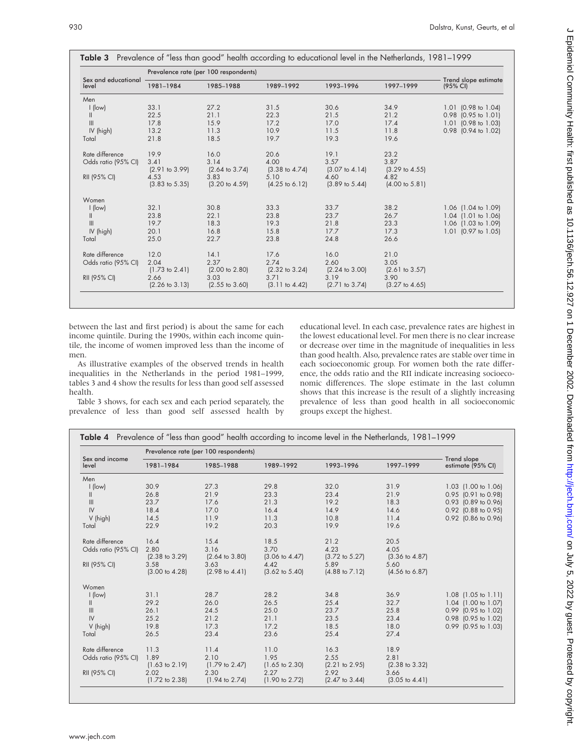**Table 3** Prevalence of "less than good" health according to educational level in the Netherlands, 1981–1999

| Sex and educational level | Prevalence rate (per 100 respondents) | | | | | Trend slope estimate (95% CI) |
|---|---|---|---|---|---|---|
| | 1981–1984 | 1985–1988 | 1989–1992 | 1993–1996 | 1997–1999 | |
| Men | | | | | | |
| I (low) | 33.1 | 27.2 | 31.5 | 30.6 | 34.9 | 1.01 (0.98 to 1.04) |
| II | 22.5 | 21.1 | 22.3 | 21.5 | 21.2 | 0.98 (0.95 to 1.01) |
| III | 17.8 | 15.9 | 17.2 | 17.0 | 17.4 | 1.01 (0.98 to 1.03) |
| IV (high) | 13.2 | 11.3 | 10.9 | 11.5 | 11.8 | 0.98 (0.94 to 1.02) |
| Total | 21.8 | 18.5 | 19.7 | 19.3 | 19.6 | |
| Rate difference | 19.9 | 16.0 | 20.6 | 19.1 | 23.2 | |
| Odds ratio (95% CI) | 3.41 (2.91 to 3.99) | 3.14 (2.64 to 3.74) | 4.00 (3.38 to 4.74) | 3.57 (3.07 to 4.14) | 3.87 (3.29 to 4.55) | |
| RII (95% CI) | 4.53 (3.83 to 5.35) | 3.83 (3.20 to 4.59) | 5.10 (4.25 to 6.12) | 4.60 (3.89 to 5.44) | 4.82 (4.00 to 5.81) | |
| Women | | | | | | |
| I (low) | 32.1 | 30.8 | 33.3 | 33.7 | 38.2 | 1.06 (1.04 to 1.09) |
| II | 23.8 | 22.1 | 23.8 | 23.7 | 26.7 | 1.04 (1.01 to 1.06) |
| III | 19.7 | 18.3 | 19.3 | 21.8 | 23.3 | 1.06 (1.03 to 1.09) |
| IV (high) | 20.1 | 16.8 | 15.8 | 17.7 | 17.3 | 1.01 (0.97 to 1.05) |
| Total | 25.0 | 22.7 | 23.8 | 24.8 | 26.6 | |
| Rate difference | 12.0 | 14.1 | 17.6 | 16.0 | 21.0 | |
| Odds ratio (95% CI) | 2.04 (1.73 to 2.41) | 2.37 (2.00 to 2.80) | 2.74 (2.32 to 3.24) | 2.60 (2.24 to 3.00) | 3.05 (2.61 to 3.57) | |
| RII (95% CI) | 2.66 (2.26 to 3.13) | 3.03 (2.55 to 3.60) | 3.71 (3.11 to 4.42) | 3.19 (2.71 to 3.74) | 3.90 (3.27 to 4.65) | |

between the last and first period) is about the same for each income quintile. During the 1990s, within each income quintile, the income of women improved less than the income of men.

As illustrative examples of the observed trends in health inequalities in the Netherlands in the period 1981–1999, tables 3 and 4 show the results for less than good self assessed health.

Table 3 shows, for each sex and each period separately, the prevalence of less than good self assessed health by educational level. In each case, prevalence rates are highest in the lowest educational level. For men there is no clear increase or decrease over time in the magnitude of inequalities in less than good health. Also, prevalence rates are stable over time in each socioeconomic group. For women both the rate difference, the odds ratio and the RII indicate increasing socioeconomic differences. The slope estimate in the last column shows that this increase is the result of a slightly increasing prevalence of less than good health in all socioeconomic groups except the highest.

**Table 4** Prevalence of "less than good" health according to income level in the Netherlands, 1981–1999

| Sex and income level | Prevalence rate (per 100 respondents) | | | | | Trend slope estimate (95% CI) |
|---|---|---|---|---|---|---|
| | 1981–1984 | 1985–1988 | 1989–1992 | 1993–1996 | 1997–1999 | |
| Men | | | | | | |
| I (low) | 30.9 | 27.3 | 29.8 | 32.0 | 31.9 | 1.03 (1.00 to 1.06) |
| II | 26.8 | 21.9 | 23.3 | 23.4 | 21.9 | 0.95 (0.91 to 0.98) |
| III | 23.7 | 17.6 | 21.3 | 19.2 | 18.3 | 0.93 (0.89 to 0.96) |
| IV | 18.4 | 17.0 | 16.4 | 14.9 | 14.6 | 0.92 (0.88 to 0.95) |
| V (high) | 14.5 | 11.9 | 11.3 | 10.8 | 11.4 | 0.92 (0.86 to 0.96) |
| Total | 22.9 | 19.2 | 20.3 | 19.9 | 19.6 | |
| Rate difference | 16.4 | 15.4 | 18.5 | 21.2 | 20.5 | |
| Odds ratio (95% CI) | 2.80 (2.38 to 3.29) | 3.16 (2.64 to 3.80) | 3.70 (3.06 to 4.47) | 4.23 (3.72 to 5.27) | 4.05 (3.36 to 4.87) | |
| RII (95% CI) | 3.58 (3.00 to 4.28) | 3.63 (2.98 to 4.41) | 4.42 (3.62 to 5.40) | 5.89 (4.88 to 7.12) | 5.60 (4.56 to 6.87) | |
| Women | | | | | | |
| I (low) | 31.1 | 28.7 | 28.2 | 34.8 | 36.9 | 1.08 (1.05 to 1.11) |
| II | 29.2 | 26.0 | 26.5 | 25.4 | 32.7 | 1.04 (1.00 to 1.07) |
| III | 26.1 | 24.5 | 25.0 | 23.7 | 25.8 | 0.99 (0.95 to 1.02) |
| IV | 25.2 | 21.2 | 21.1 | 23.5 | 23.4 | 0.98 (0.95 to 1.02) |
| V (high) | 19.8 | 17.3 | 17.2 | 18.5 | 18.0 | 0.99 (0.95 to 1.03) |
| Total | 26.5 | 23.4 | 23.6 | 25.4 | 27.4 | |
| Rate difference | 11.3 | 11.4 | 11.0 | 16.3 | 18.9 | |
| Odds ratio (95% CI) | 1.89 (1.63 to 2.19) | 2.10 (1.79 to 2.47) | 1.95 (1.65 to 2.30) | 2.55 (2.21 to 2.95) | 2.81 (2.38 to 3.32) | |
| RII (95% CI) | 2.02 (1.72 to 2.38) | 2.30 (1.94 to 2.74) | 2.27 (1.90 to 2.72) | 2.92 (2.47 to 3.44) | 3.66 (3.05 to 4.41) | |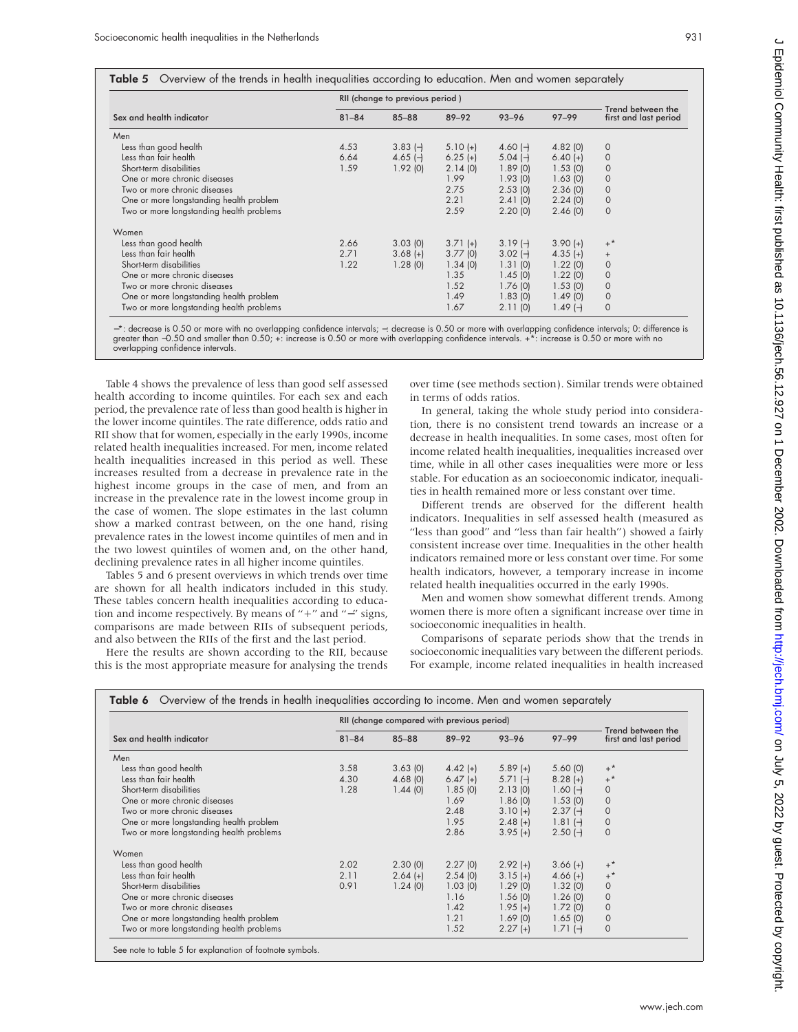**Table 5** Overview of the trends in health inequalities according to education. Men and women separately

| Sex and health indicator | RII (change to previous period ) | | | | | Trend between the first and last period |
|---|---|---|---|---|---|---|
| | 81–84 | 85–88 | 89–92 | 93–96 | 97–99 | |
| Men | | | | | | |
| Less than good health | 4.53 | 3.83 (–) | 5.10 (+) | 4.60 (–) | 4.82 (0) | 0 |
| Less than fair health | 6.64 | 4.65 (–) | 6.25 (+) | 5.04 (–) | 6.40 (+) | 0 |
| Short-term disabilities | 1.59 | 1.92 (0) | 2.14 (0) | 1.89 (0) | 1.53 (0) | 0 |
| One or more chronic diseases | | | 1.99 | 1.93 (0) | 1.63 (0) | 0 |
| Two or more chronic diseases | | | 2.75 | 2.53 (0) | 2.36 (0) | 0 |
| One or more longstanding health problem | | | 2.21 | 2.41 (0) | 2.24 (0) | 0 |
| Two or more longstanding health problems | | | 2.59 | 2.20 (0) | 2.46 (0) | 0 |
| Women | | | | | | |
| Less than good health | 2.66 | 3.03 (0) | 3.71 (+) | 3.19 (–) | 3.90 (+) | +* |
| Less than fair health | 2.71 | 3.68 (+) | 3.77 (0) | 3.02 (–) | 4.35 (+) | + |
| Short-term disabilities | 1.22 | 1.28 (0) | 1.34 (0) | 1.31 (0) | 1.22 (0) | 0 |
| One or more chronic diseases | | | 1.35 | 1.45 (0) | 1.22 (0) | 0 |
| Two or more chronic diseases | | | 1.52 | 1.76 (0) | 1.53 (0) | 0 |
| One or more longstanding health problem | | | 1.49 | 1.83 (0) | 1.49 (0) | 0 |
| Two or more longstanding health problems | | | 1.67 | 2.11 (0) | 1.49 (–) | 0 |

–*: decrease is 0.50 or more with no overlapping confidence intervals; –: decrease is 0.50 or more with overlapping confidence intervals; 0: difference is greater than −0.50 and smaller than 0.50; +: increase is 0.50 or more with overlapping confidence intervals. +*: increase is 0.50 or more with no overlapping confidence intervals.

Table 4 shows the prevalence of less than good self assessed health according to income quintiles. For each sex and each period, the prevalence rate of less than good health is higher in the lower income quintiles. The rate difference, odds ratio and RII show that for women, especially in the early 1990s, income related health inequalities increased. For men, income related health inequalities increased in this period as well. These increases resulted from a decrease in prevalence rate in the highest income groups in the case of men, and from an increase in the prevalence rate in the lowest income group in the case of women. The slope estimates in the last column show a marked contrast between, on the one hand, rising prevalence rates in the lowest income quintiles of men and in the two lowest quintiles of women and, on the other hand, declining prevalence rates in all higher income quintiles.

Tables 5 and 6 present overviews in which trends over time are shown for all health indicators included in this study. These tables concern health inequalities according to education and income respectively. By means of "+" and "–" signs, comparisons are made between RIIs of subsequent periods, and also between the RIIs of the first and the last period.

Here the results are shown according to the RII, because this is the most appropriate measure for analysing the trends over time (see methods section). Similar trends were obtained in terms of odds ratios.

In general, taking the whole study period into consideration, there is no consistent trend towards an increase or a decrease in health inequalities. In some cases, most often for income related health inequalities, inequalities increased over time, while in all other cases inequalities were more or less stable. For education as an socioeconomic indicator, inequalities in health remained more or less constant over time.

Different trends are observed for the different health indicators. Inequalities in self assessed health (measured as "less than good" and "less than fair health") showed a fairly consistent increase over time. Inequalities in the other health indicators remained more or less constant over time. For some health indicators, however, a temporary increase in income related health inequalities occurred in the early 1990s.

Men and women show somewhat different trends. Among women there is more often a significant increase over time in socioeconomic inequalities in health.

Comparisons of separate periods show that the trends in socioeconomic inequalities vary between the different periods. For example, income related inequalities in health increased

**Table 6** Overview of the trends in health inequalities according to income. Men and women separately

| Sex and health indicator | RII (change compared with previous period) | | | | | Trend between the first and last period |
|---|---|---|---|---|---|---|
| | 81–84 | 85–88 | 89–92 | 93–96 | 97–99 | |
| Men | | | | | | |
| Less than good health | 3.58 | 3.63 (0) | 4.42 (+) | 5.89 (+) | 5.60 (0) | +* |
| Less than fair health | 4.30 | 4.68 (0) | 6.47 (+) | 5.71 (–) | 8.28 (+) | +* |
| Short-term disabilities | 1.28 | 1.44 (0) | 1.85 (0) | 2.13 (0) | 1.60 (–) | 0 |
| One or more chronic diseases | | | 1.69 | 1.86 (0) | 1.53 (0) | 0 |
| Two or more chronic diseases | | | 2.48 | 3.10 (+) | 2.37 (–) | 0 |
| One or more longstanding health problem | | | 1.95 | 2.48 (+) | 1.81 (–) | 0 |
| Two or more longstanding health problems | | | 2.86 | 3.95 (+) | 2.50 (–) | 0 |
| Women | | | | | | |
| Less than good health | 2.02 | 2.30 (0) | 2.27 (0) | 2.92 (+) | 3.66 (+) | +* |
| Less than fair health | 2.11 | 2.64 (+) | 2.54 (0) | 3.15 (+) | 4.66 (+) | +* |
| Short-term disabilities | 0.91 | 1.24 (0) | 1.03 (0) | 1.29 (0) | 1.32 (0) | 0 |
| One or more chronic diseases | | | 1.16 | 1.56 (0) | 1.26 (0) | 0 |
| Two or more chronic diseases | | | 1.42 | 1.95 (+) | 1.72 (0) | 0 |
| One or more longstanding health problem | | | 1.21 | 1.69 (0) | 1.65 (0) | 0 |
| Two or more longstanding health problems | | | 1.52 | 2.27 (+) | 1.71 (–) | 0 |

See note to table 5 for explanation of footnote symbols.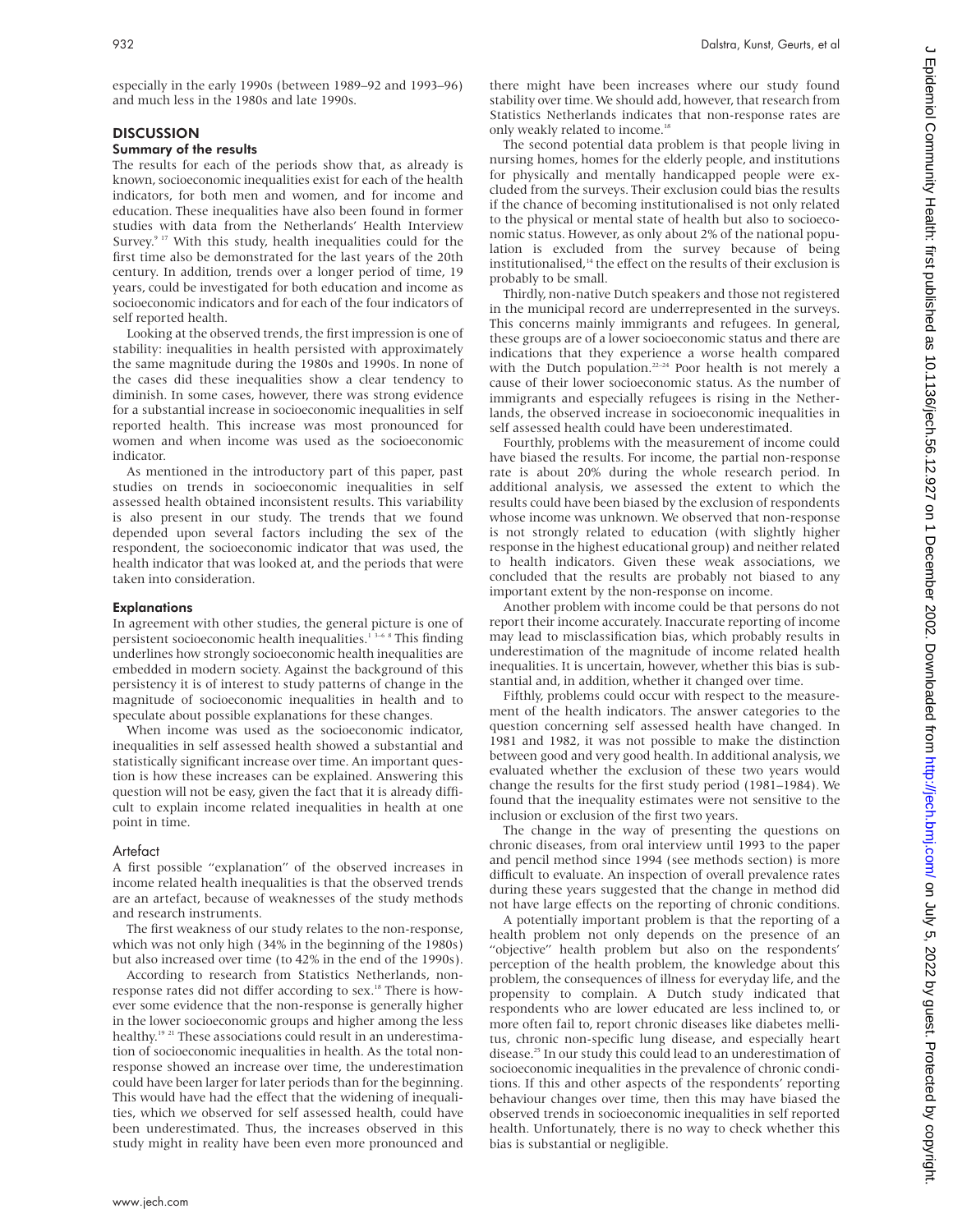especially in the early 1990s (between 1989–92 and 1993–96) and much less in the 1980s and late 1990s.

## DISCUSSION

### Summary of the results

The results for each of the periods show that, as already is known, socioeconomic inequalities exist for each of the health indicators, for both men and women, and for income and education. These inequalities have also been found in former studies with data from the Netherlands' Health Interview Survey.[9 17] With this study, health inequalities could for the first time also be demonstrated for the last years of the 20th century. In addition, trends over a longer period of time, 19 years, could be investigated for both education and income as socioeconomic indicators and for each of the four indicators of self reported health.

Looking at the observed trends, the first impression is one of stability: inequalities in health persisted with approximately the same magnitude during the 1980s and 1990s. In none of the cases did these inequalities show a clear tendency to diminish. In some cases, however, there was strong evidence for a substantial increase in socioeconomic inequalities in self reported health. This increase was most pronounced for women and when income was used as the socioeconomic indicator.

As mentioned in the introductory part of this paper, past studies on trends in socioeconomic inequalities in self assessed health obtained inconsistent results. This variability is also present in our study. The trends that we found depended upon several factors including the sex of the respondent, the socioeconomic indicator that was used, the health indicator that was looked at, and the periods that were taken into consideration.

### Explanations

In agreement with other studies, the general picture is one of persistent socioeconomic health inequalities.[1 3–6 8] This finding underlines how strongly socioeconomic health inequalities are embedded in modern society. Against the background of this persistency it is of interest to study patterns of change in the magnitude of socioeconomic inequalities in health and to speculate about possible explanations for these changes.

When income was used as the socioeconomic indicator, inequalities in self assessed health showed a substantial and statistically significant increase over time. An important question is how these increases can be explained. Answering this question will not be easy, given the fact that it is already difficult to explain income related inequalities in health at one point in time.

#### Artefact

A first possible "explanation" of the observed increases in income related health inequalities is that the observed trends are an artefact, because of weaknesses of the study methods and research instruments.

The first weakness of our study relates to the non-response, which was not only high (34% in the beginning of the 1980s) but also increased over time (to 42% in the end of the 1990s).

According to research from Statistics Netherlands, non-response rates did not differ according to sex.[18] There is however some evidence that the non-response is generally higher in the lower socioeconomic groups and higher among the less healthy.[19 21] These associations could result in an underestimation of socioeconomic inequalities in health. As the total non-response showed an increase over time, the underestimation could have been larger for later periods than for the beginning. This would have had the effect that the widening of inequalities, which we observed for self assessed health, could have been underestimated. Thus, the increases observed in this study might in reality have been even more pronounced and there might have been increases where our study found stability over time. We should add, however, that research from Statistics Netherlands indicates that non-response rates are only weakly related to income.[18]

The second potential data problem is that people living in nursing homes, homes for the elderly people, and institutions for physically and mentally handicapped people were excluded from the surveys. Their exclusion could bias the results if the chance of becoming institutionalised is not only related to the physical or mental state of health but also to socioeconomic status. However, as only about 2% of the national population is excluded from the survey because of being institutionalised,[14] the effect on the results of their exclusion is probably to be small.

Thirdly, non-native Dutch speakers and those not registered in the municipal record are underrepresented in the surveys. This concerns mainly immigrants and refugees. In general, these groups are of a lower socioeconomic status and there are indications that they experience a worse health compared with the Dutch population.[22–24] Poor health is not merely a cause of their lower socioeconomic status. As the number of immigrants and especially refugees is rising in the Netherlands, the observed increase in socioeconomic inequalities in self assessed health could have been underestimated.

Fourthly, problems with the measurement of income could have biased the results. For income, the partial non-response rate is about 20% during the whole research period. In additional analysis, we assessed the extent to which the results could have been biased by the exclusion of respondents whose income was unknown. We observed that non-response is not strongly related to education (with slightly higher response in the highest educational group) and neither related to health indicators. Given these weak associations, we concluded that the results are probably not biased to any important extent by the non-response on income.

Another problem with income could be that persons do not report their income accurately. Inaccurate reporting of income may lead to misclassification bias, which probably results in underestimation of the magnitude of income related health inequalities. It is uncertain, however, whether this bias is substantial and, in addition, whether it changed over time.

Fifthly, problems could occur with respect to the measurement of the health indicators. The answer categories to the question concerning self assessed health have changed. In 1981 and 1982, it was not possible to make the distinction between good and very good health. In additional analysis, we evaluated whether the exclusion of these two years would change the results for the first study period (1981–1984). We found that the inequality estimates were not sensitive to the inclusion or exclusion of the first two years.

The change in the way of presenting the questions on chronic diseases, from oral interview until 1993 to the paper and pencil method since 1994 (see methods section) is more difficult to evaluate. An inspection of overall prevalence rates during these years suggested that the change in method did not have large effects on the reporting of chronic conditions.

A potentially important problem is that the reporting of a health problem not only depends on the presence of an "objective" health problem but also on the respondents' perception of the health problem, the knowledge about this problem, the consequences of illness for everyday life, and the propensity to complain. A Dutch study indicated that respondents who are lower educated are less inclined to, or more often fail to, report chronic diseases like diabetes mellitus, chronic non-specific lung disease, and especially heart disease.[25] In our study this could lead to an underestimation of socioeconomic inequalities in the prevalence of chronic conditions. If this and other aspects of the respondents' reporting behaviour changes over time, then this may have biased the observed trends in socioeconomic inequalities in self reported health. Unfortunately, there is no way to check whether this bias is substantial or negligible.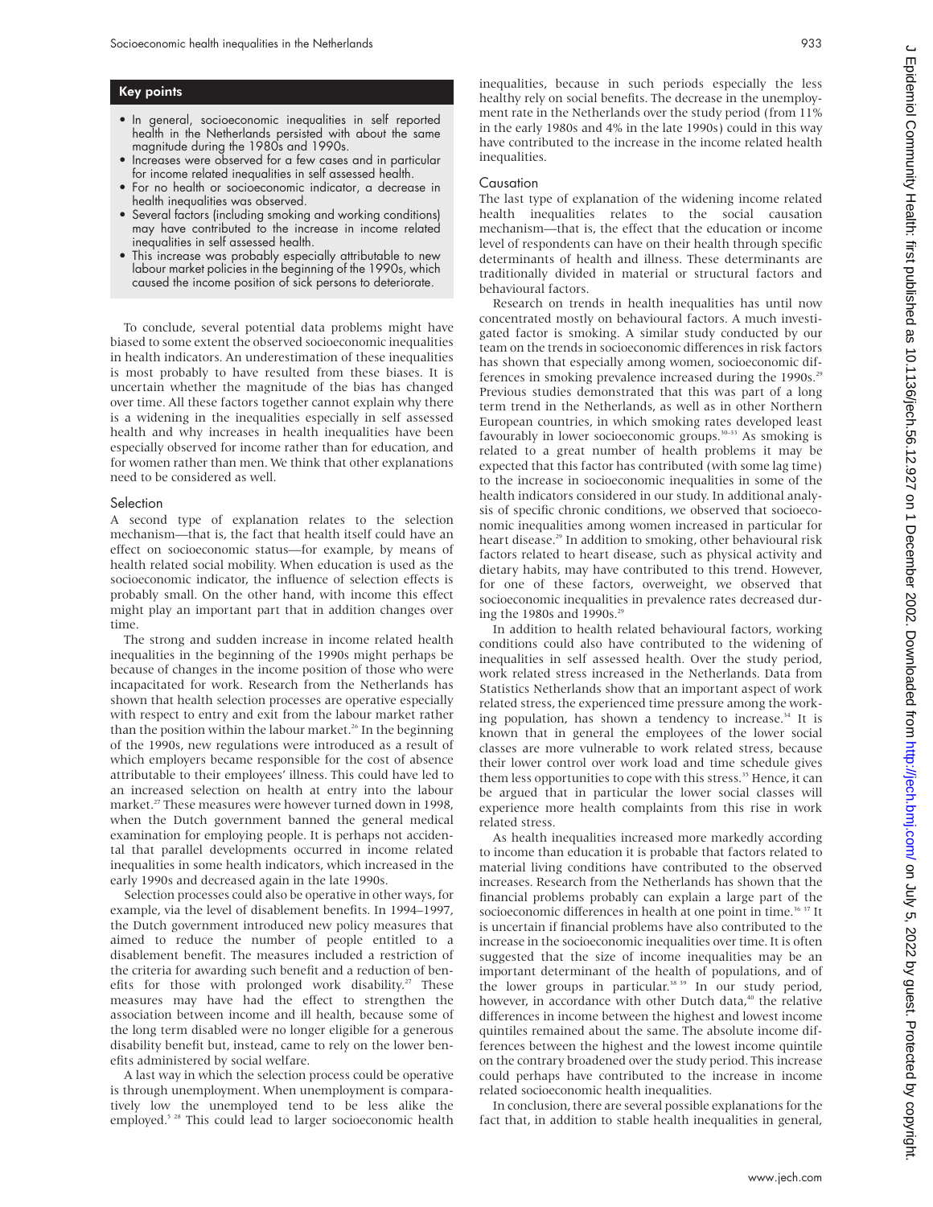## Key points

- In general, socioeconomic inequalities in self reported health in the Netherlands persisted with about the same magnitude during the 1980s and 1990s.
- Increases were observed for a few cases and in particular for income related inequalities in self assessed health.
- For no health or socioeconomic indicator, a decrease in health inequalities was observed.
- Several factors (including smoking and working conditions) may have contributed to the increase in income related inequalities in self assessed health.
- This increase was probably especially attributable to new labour market policies in the beginning of the 1990s, which caused the income position of sick persons to deteriorate.

To conclude, several potential data problems might have biased to some extent the observed socioeconomic inequalities in health indicators. An underestimation of these inequalities is most probably to have resulted from these biases. It is uncertain whether the magnitude of the bias has changed over time. All these factors together cannot explain why there is a widening in the inequalities especially in self assessed health and why increases in health inequalities have been especially observed for income rather than for education, and for women rather than men. We think that other explanations need to be considered as well.

### Selection

A second type of explanation relates to the selection mechanism—that is, the fact that health itself could have an effect on socioeconomic status—for example, by means of health related social mobility. When education is used as the socioeconomic indicator, the influence of selection effects is probably small. On the other hand, with income this effect might play an important part that in addition changes over time.

The strong and sudden increase in income related health inequalities in the beginning of the 1990s might perhaps be because of changes in the income position of those who were incapacitated for work. Research from the Netherlands has shown that health selection processes are operative especially with respect to entry and exit from the labour market rather than the position within the labour market.[26] In the beginning of the 1990s, new regulations were introduced as a result of which employers became responsible for the cost of absence attributable to their employees' illness. This could have led to an increased selection on health at entry into the labour market.[27] These measures were however turned down in 1998, when the Dutch government banned the general medical examination for employing people. It is perhaps not accidental that parallel developments occurred in income related inequalities in some health indicators, which increased in the early 1990s and decreased again in the late 1990s.

Selection processes could also be operative in other ways, for example, via the level of disablement benefits. In 1994–1997, the Dutch government introduced new policy measures that aimed to reduce the number of people entitled to a disablement benefit. The measures included a restriction of the criteria for awarding such benefit and a reduction of benefits for those with prolonged work disability.[27] These measures may have had the effect to strengthen the association between income and ill health, because some of the long term disabled were no longer eligible for a generous disability benefit but, instead, came to rely on the lower benefits administered by social welfare.

A last way in which the selection process could be operative is through unemployment. When unemployment is comparatively low the unemployed tend to be less alike the employed.[5,28] This could lead to larger socioeconomic health inequalities, because in such periods especially the less healthy rely on social benefits. The decrease in the unemployment rate in the Netherlands over the study period (from 11% in the early 1980s and 4% in the late 1990s) could in this way have contributed to the increase in the income related health inequalities.

### Causation

The last type of explanation of the widening income related health inequalities relates to the social causation mechanism—that is, the effect that the education or income level of respondents can have on their health through specific determinants of health and illness. These determinants are traditionally divided in material or structural factors and behavioural factors.

Research on trends in health inequalities has until now concentrated mostly on behavioural factors. A much investigated factor is smoking. A similar study conducted by our team on the trends in socioeconomic differences in risk factors has shown that especially among women, socioeconomic differences in smoking prevalence increased during the 1990s.[29] Previous studies demonstrated that this was part of a long term trend in the Netherlands, as well as in other Northern European countries, in which smoking rates developed least favourably in lower socioeconomic groups.[30–33] As smoking is related to a great number of health problems it may be expected that this factor has contributed (with some lag time) to the increase in socioeconomic inequalities in some of the health indicators considered in our study. In additional analysis of specific chronic conditions, we observed that socioeconomic inequalities among women increased in particular for heart disease.[29] In addition to smoking, other behavioural risk factors related to heart disease, such as physical activity and dietary habits, may have contributed to this trend. However, for one of these factors, overweight, we observed that socioeconomic inequalities in prevalence rates decreased during the 1980s and 1990s.[29]

In addition to health related behavioural factors, working conditions could also have contributed to the widening of inequalities in self assessed health. Over the study period, work related stress increased in the Netherlands. Data from Statistics Netherlands show that an important aspect of work related stress, the experienced time pressure among the working population, has shown a tendency to increase.[34] It is known that in general the employees of the lower social classes are more vulnerable to work related stress, because their lower control over work load and time schedule gives them less opportunities to cope with this stress.[35] Hence, it can be argued that in particular the lower social classes will experience more health complaints from this rise in work related stress.

As health inequalities increased more markedly according to income than education it is probable that factors related to material living conditions have contributed to the observed increases. Research from the Netherlands has shown that the financial problems probably can explain a large part of the socioeconomic differences in health at one point in time.[36,37] It is uncertain if financial problems have also contributed to the increase in the socioeconomic inequalities over time. It is often suggested that the size of income inequalities may be an important determinant of the health of populations, and of the lower groups in particular.[38,39] In our study period, however, in accordance with other Dutch data,[40] the relative differences in income between the highest and lowest income quintiles remained about the same. The absolute income differences between the highest and the lowest income quintile on the contrary broadened over the study period. This increase could perhaps have contributed to the increase in income related socioeconomic health inequalities.

In conclusion, there are several possible explanations for the fact that, in addition to stable health inequalities in general,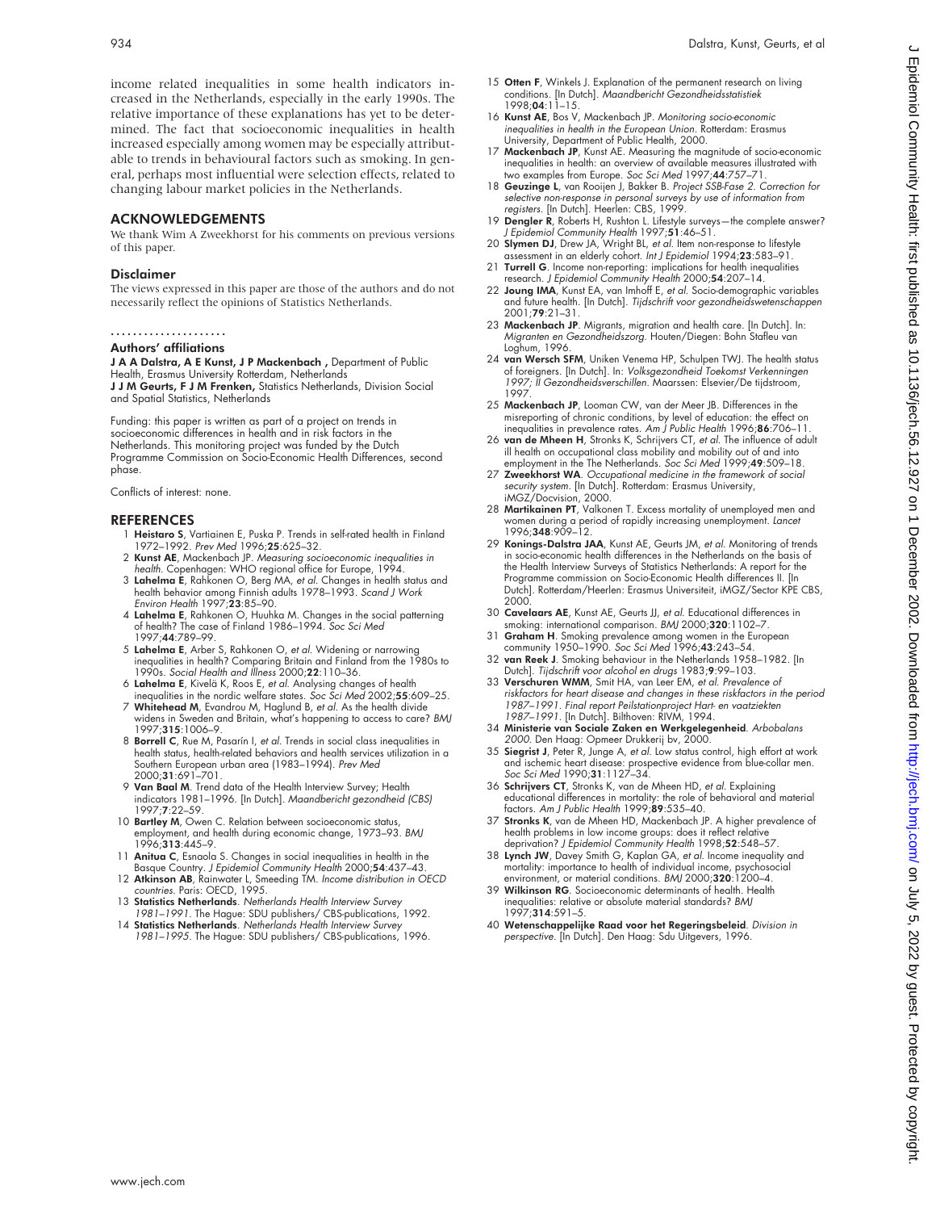income related inequalities in some health indicators increased in the Netherlands, especially in the early 1990s. The relative importance of these explanations has yet to be determined. The fact that socioeconomic inequalities in health increased especially among women may be especially attributable to trends in behavioural factors such as smoking. In general, perhaps most influential were selection effects, related to changing labour market policies in the Netherlands.

## ACKNOWLEDGEMENTS

We thank Wim A Zweekhorst for his comments on previous versions of this paper.

### Disclaimer

The views expressed in this paper are those of the authors and do not necessarily reflect the opinions of Statistics Netherlands.

### Authors' affiliations

**J A A Dalstra, A E Kunst, J P Mackenbach ,** Department of Public Health, Erasmus University Rotterdam, Netherlands
**J J M Geurts, F J M Frenken,** Statistics Netherlands, Division Social and Spatial Statistics, Netherlands

Funding: this paper is written as part of a project on trends in socioeconomic differences in health and in risk factors in the Netherlands. This monitoring project was funded by the Dutch Programme Commission on Socio-Economic Health Differences, second phase.

Conflicts of interest: none.

## REFERENCES

1. **Heistaro S**, Vartiainen E, Puska P. Trends in self-rated health in Finland 1972–1992. *Prev Med* 1996;**25**:625–32.
2. **Kunst AE**, Mackenbach JP. *Measuring socioeconomic inequalities in health*. Copenhagen: WHO regional office for Europe, 1994.
3. **Lahelma E**, Rahkonen O, Berg MA, *et al*. Changes in health status and health behavior among Finnish adults 1978–1993. *Scand J Work Environ Health* 1997;**23**:85–90.
4. **Lahelma E**, Rahkonen O, Huuhka M. Changes in the social patterning of health? The case of Finland 1986–1994. *Soc Sci Med* 1997;**44**:789–99.
5. **Lahelma E**, Arber S, Rahkonen O, *et al*. Widening or narrowing inequalities in health? Comparing Britain and Finland from the 1980s to 1990s. *Social Health and Illness* 2000;**22**:110–36.
6. **Lahelma E**, Kivelä K, Roos E, *et al*. Analysing changes of health inequalities in the nordic welfare states. *Soc Sci Med* 2002;**55**:609–25.
7. **Whitehead M**, Evandrou M, Haglund B, *et al*. As the health divide widens in Sweden and Britain, what's happening to access to care? *BMJ* 1997;**315**:1006–9.
8. **Borrell C**, Rue M, Pasarín I, *et al*. Trends in social class inequalities in health status, health-related behaviors and health services utilization in a Southern European urban area (1983–1994). *Prev Med* 2000;**31**:691–701.
9. **Van Baal M**. Trend data of the Health Interview Survey; Health indicators 1981–1996. [In Dutch]. *Maandbericht gezondheid (CBS)* 1997;**7**:22–59.
10. **Bartley M**, Owen C. Relation between socioeconomic status, employment, and health during economic change, 1973–93. *BMJ* 1996;**313**:445–9.
11. **Anitua C**, Esnaola S. Changes in social inequalities in health in the Basque Country. *J Epidemiol Community Health* 2000;**54**:437–43.
12. **Atkinson AB**, Rainwater L, Smeeding TM. *Income distribution in OECD countries*. Paris: OECD, 1995.
13. **Statistics Netherlands**. *Netherlands Health Interview Survey 1981–1991*. The Hague: SDU publishers/ CBS-publications, 1992.
14. **Statistics Netherlands**. *Netherlands Health Interview Survey 1981–1995*. The Hague: SDU publishers/ CBS-publications, 1996.
15. **Otten F**, Winkels J. Explanation of the permanent research on living conditions. [In Dutch]. *Maandbericht Gezondheidsstatistiek* 1998;**04**:11–15.
16. **Kunst AE**, Bos V, Mackenbach JP. *Monitoring socio-economic inequalities in health in the European Union*. Rotterdam: Erasmus University, Department of Public Health, 2000.
17. **Mackenbach JP**, Kunst AE. Measuring the magnitude of socio-economic inequalities in health: an overview of available measures illustrated with two examples from Europe. *Soc Sci Med* 1997;**44**:757–71.
18. **Geuzinge L**, van Rooijen J, Bakker B. *Project SSB-Fase 2. Correction for selective non-response in personal surveys by use of information from registers*. [In Dutch]. Heerlen: CBS, 1999.
19. **Dengler R**, Roberts H, Rushton L. Lifestyle surveys—the complete answer? *J Epidemiol Community Health* 1997;**51**:46–51.
20. **Slymen DJ**, Drew JA, Wright BL, *et al*. Item non-response to lifestyle assessment in an elderly cohort. *Int J Epidemiol* 1994;**23**:583–91.
21. **Turrell G**. Income non-reporting: implications for health inequalities research. *J Epidemiol Community Health* 2000;**54**:207–14.
22. **Joung IMA**, Kunst EA, van Imhoff E, *et al*. Socio-demographic variables and future health. [In Dutch]. *Tijdschrift voor gezondheidswetenschappen* 2001;**79**:21–31.
23. **Mackenbach JP**. Migrants, migration and health care. [In Dutch]. In: *Migranten en Gezondheidszorg*. Houten/Diegen: Bohn Stafleu van Loghum, 1996.
24. **van Wersch SFM**, Uniken Venema HP, Schulpen TWJ. The health status of foreigners. [In Dutch]. In: *Volksgezondheid Toekomst Verkenningen 1997; II Gezondheidsverschillen*. Maarssen: Elsevier/De tijdstroom, 1997.
25. **Mackenbach JP**, Looman CW, van der Meer JB. Differences in the misreporting of chronic conditions, by level of education: the effect on inequalities in prevalence rates. *Am J Public Health* 1996;**86**:706–11.
26. **van de Mheen H**, Stronks K, Schrijvers CT, *et al*. The influence of adult ill health on occupational class mobility and mobility out of and into employment in the The Netherlands. *Soc Sci Med* 1999;**49**:509–18.
27. **Zweekhorst WA**. *Occupational medicine in the framework of social security system*. [In Dutch]. Rotterdam: Erasmus University, iMGZ/Docvision, 2000.
28. **Martikainen PT**, Valkonen T. Excess mortality of unemployed men and women during a period of rapidly increasing unemployment. *Lancet* 1996;**348**:909–12.
29. **Konings-Dalstra JAA**, Kunst AE, Geurts JM, *et al*. Monitoring of trends in socio-economic health differences in the Netherlands on the basis of the Health Interview Surveys of Statistics Netherlands: A report for the Programme commission on Socio-Economic Health differences II. [In Dutch]. Rotterdam/Heerlen: Erasmus Universiteit, iMGZ/Sector KPE CBS, 2000.
30. **Cavelaars AE**, Kunst AE, Geurts JJ, *et al*. Educational differences in smoking: international comparison. *BMJ* 2000;**320**:1102–7.
31. **Graham H**. Smoking prevalence among women in the European community 1950–1990. *Soc Sci Med* 1996;**43**:243–54.
32. **van Reek J**. Smoking behaviour in the Netherlands 1958–1982. [In Dutch]. *Tijdschrift voor alcohol en drugs* 1983;**9**:99–103.
33. **Verschuren WMM**, Smit HA, van Leer EM, *et al*. *Prevalence of riskfactors for heart disease and changes in these riskfactors in the period 1987–1991. Final report Peilstationproject Hart- en vaatziekten 1987–1991*. [In Dutch]. Bilthoven: RIVM, 1994.
34. **Ministerie van Sociale Zaken en Werkgelegenheid**. *Arbobalans 2000*. Den Haag: Opmeer Drukkerij bv, 2000.
35. **Siegrist J**, Peter R, Junge A, *et al*. Low status control, high effort at work and ischemic heart disease: prospective evidence from blue-collar men. *Soc Sci Med* 1990;**31**:1127–34.
36. **Schrijvers CT**, Stronks K, van de Mheen HD, *et al*. Explaining educational differences in mortality: the role of behavioral and material factors. *Am J Public Health* 1999;**89**:535–40.
37. **Stronks K**, van de Mheen HD, Mackenbach JP. A higher prevalence of health problems in low income groups: does it reflect relative deprivation? *J Epidemiol Community Health* 1998;**52**:548–57.
38. **Lynch JW**, Davey Smith G, Kaplan GA, *et al*. Income inequality and mortality: importance to health of individual income, psychosocial environment, or material conditions. *BMJ* 2000;**320**:1200–4.
39. **Wilkinson RG**. Socioeconomic determinants of health. Health inequalities: relative or absolute material standards? *BMJ* 1997;**314**:591–5.
40. **Wetenschappelijke Raad voor het Regeringsbeleid**. *Division in perspective*. [In Dutch]. Den Haag: Sdu Uitgevers, 1996.